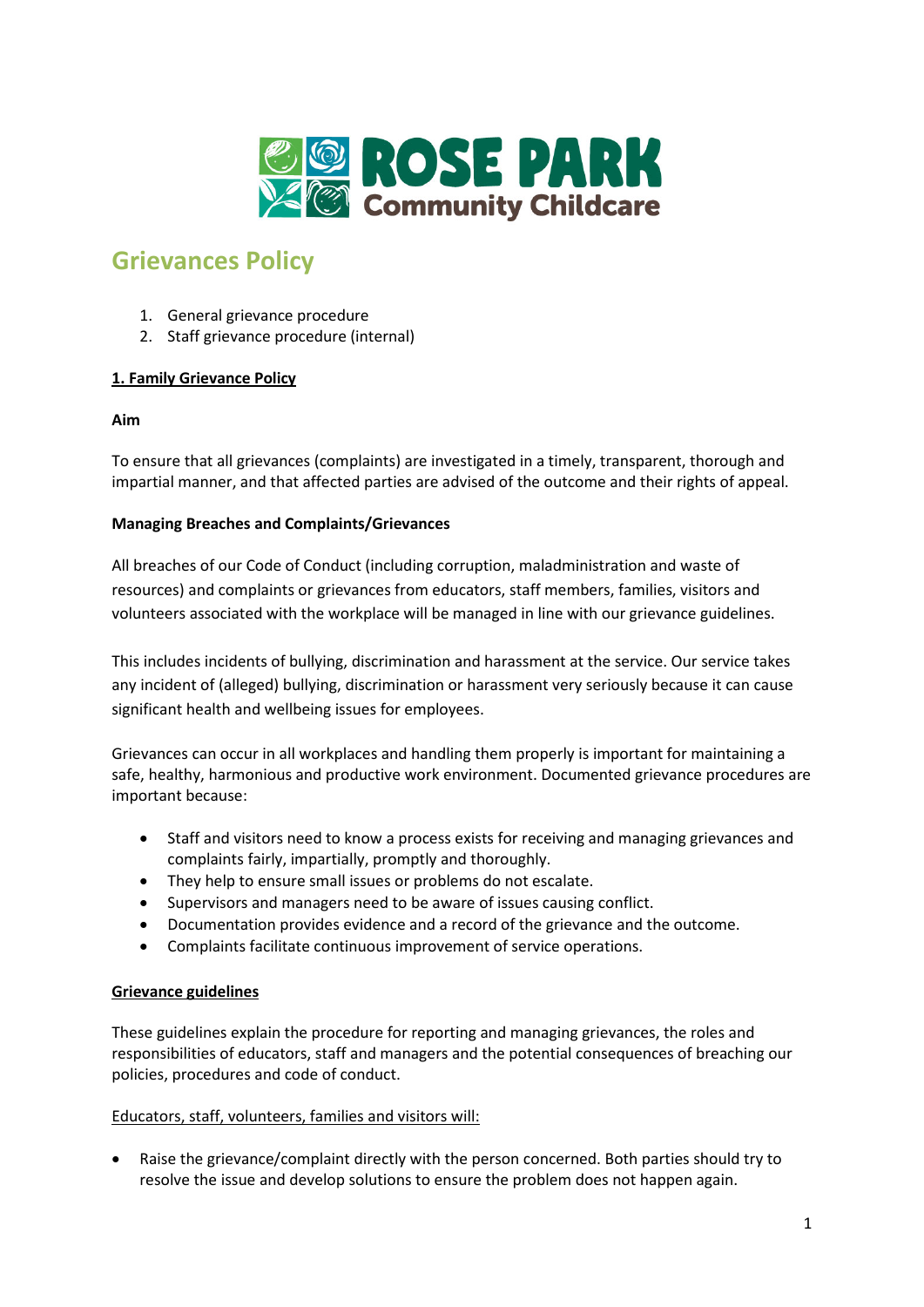# Grievances Policy

1. General grievance procedure
2. Staff grievance procedure (internal)

## 1. Family Grievance Policy

**Aim**

To ensure that all grievances (complaints) are investigated in a timely, transparent, thorough and impartial manner, and that affected parties are advised of the outcome and their rights of appeal.

**Managing Breaches and Complaints/Grievances**

All breaches of our Code of Conduct (including corruption, maladministration and waste of resources) and complaints or grievances from educators, staff members, families, visitors and volunteers associated with the workplace will be managed in line with our grievance guidelines.

This includes incidents of bullying, discrimination and harassment at the service. Our service takes any incident of (alleged) bullying, discrimination or harassment very seriously because it can cause significant health and wellbeing issues for employees.

Grievances can occur in all workplaces and handling them properly is important for maintaining a safe, healthy, harmonious and productive work environment. Documented grievance procedures are important because:

- Staff and visitors need to know a process exists for receiving and managing grievances and complaints fairly, impartially, promptly and thoroughly.
- They help to ensure small issues or problems do not escalate.
- Supervisors and managers need to be aware of issues causing conflict.
- Documentation provides evidence and a record of the grievance and the outcome.
- Complaints facilitate continuous improvement of service operations.

**Grievance guidelines**

These guidelines explain the procedure for reporting and managing grievances, the roles and responsibilities of educators, staff and managers and the potential consequences of breaching our policies, procedures and code of conduct.

Educators, staff, volunteers, families and visitors will:

- Raise the grievance/complaint directly with the person concerned. Both parties should try to resolve the issue and develop solutions to ensure the problem does not happen again.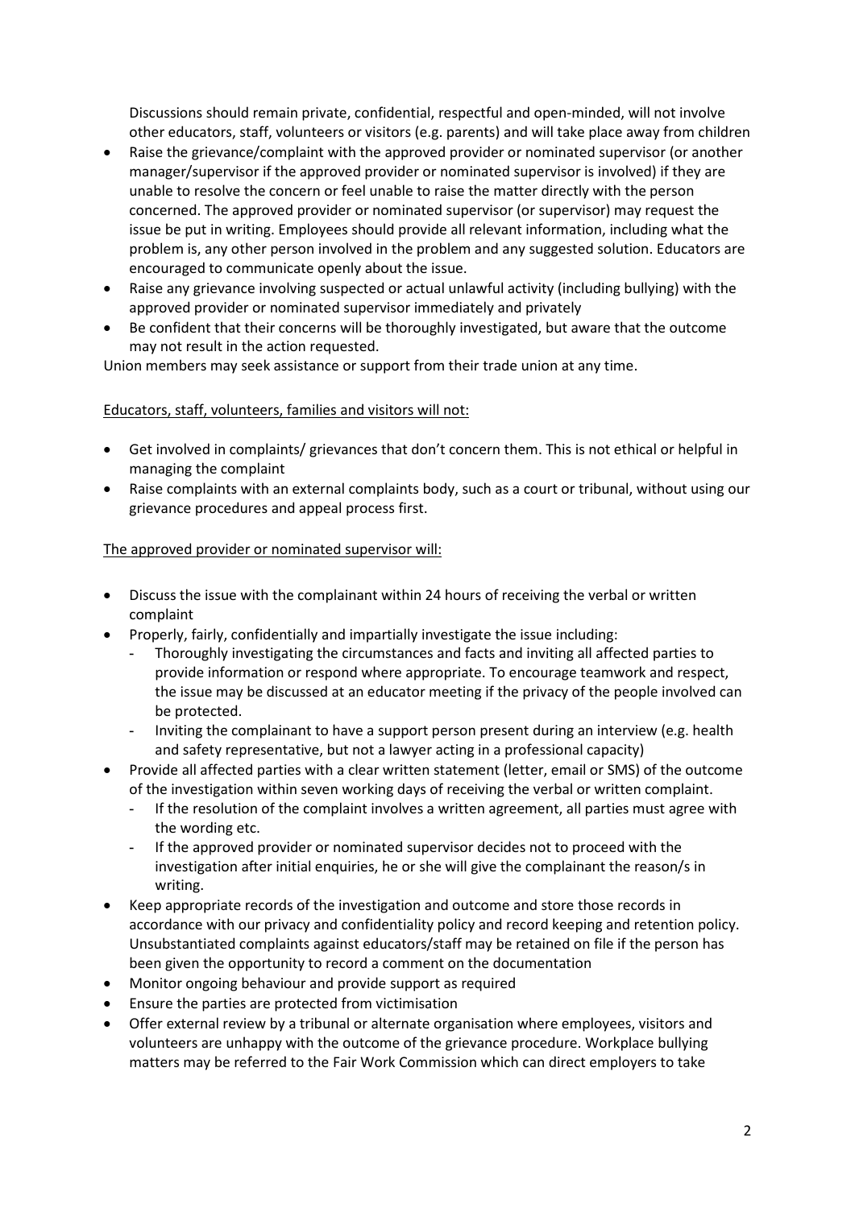Discussions should remain private, confidential, respectful and open-minded, will not involve other educators, staff, volunteers or visitors (e.g. parents) and will take place away from children

- Raise the grievance/complaint with the approved provider or nominated supervisor (or another manager/supervisor if the approved provider or nominated supervisor is involved) if they are unable to resolve the concern or feel unable to raise the matter directly with the person concerned. The approved provider or nominated supervisor (or supervisor) may request the issue be put in writing. Employees should provide all relevant information, including what the problem is, any other person involved in the problem and any suggested solution. Educators are encouraged to communicate openly about the issue.
- Raise any grievance involving suspected or actual unlawful activity (including bullying) with the approved provider or nominated supervisor immediately and privately
- Be confident that their concerns will be thoroughly investigated, but aware that the outcome may not result in the action requested.

Union members may seek assistance or support from their trade union at any time.

<u>Educators, staff, volunteers, families and visitors will not:</u>

- Get involved in complaints/ grievances that don't concern them. This is not ethical or helpful in managing the complaint
- Raise complaints with an external complaints body, such as a court or tribunal, without using our grievance procedures and appeal process first.

<u>The approved provider or nominated supervisor will:</u>

- Discuss the issue with the complainant within 24 hours of receiving the verbal or written complaint
- Properly, fairly, confidentially and impartially investigate the issue including:
  - Thoroughly investigating the circumstances and facts and inviting all affected parties to provide information or respond where appropriate. To encourage teamwork and respect, the issue may be discussed at an educator meeting if the privacy of the people involved can be protected.
  - Inviting the complainant to have a support person present during an interview (e.g. health and safety representative, but not a lawyer acting in a professional capacity)
- Provide all affected parties with a clear written statement (letter, email or SMS) of the outcome of the investigation within seven working days of receiving the verbal or written complaint.
  - If the resolution of the complaint involves a written agreement, all parties must agree with the wording etc.
  - If the approved provider or nominated supervisor decides not to proceed with the investigation after initial enquiries, he or she will give the complainant the reason/s in writing.
- Keep appropriate records of the investigation and outcome and store those records in accordance with our privacy and confidentiality policy and record keeping and retention policy. Unsubstantiated complaints against educators/staff may be retained on file if the person has been given the opportunity to record a comment on the documentation
- Monitor ongoing behaviour and provide support as required
- Ensure the parties are protected from victimisation
- Offer external review by a tribunal or alternate organisation where employees, visitors and volunteers are unhappy with the outcome of the grievance procedure. Workplace bullying matters may be referred to the Fair Work Commission which can direct employers to take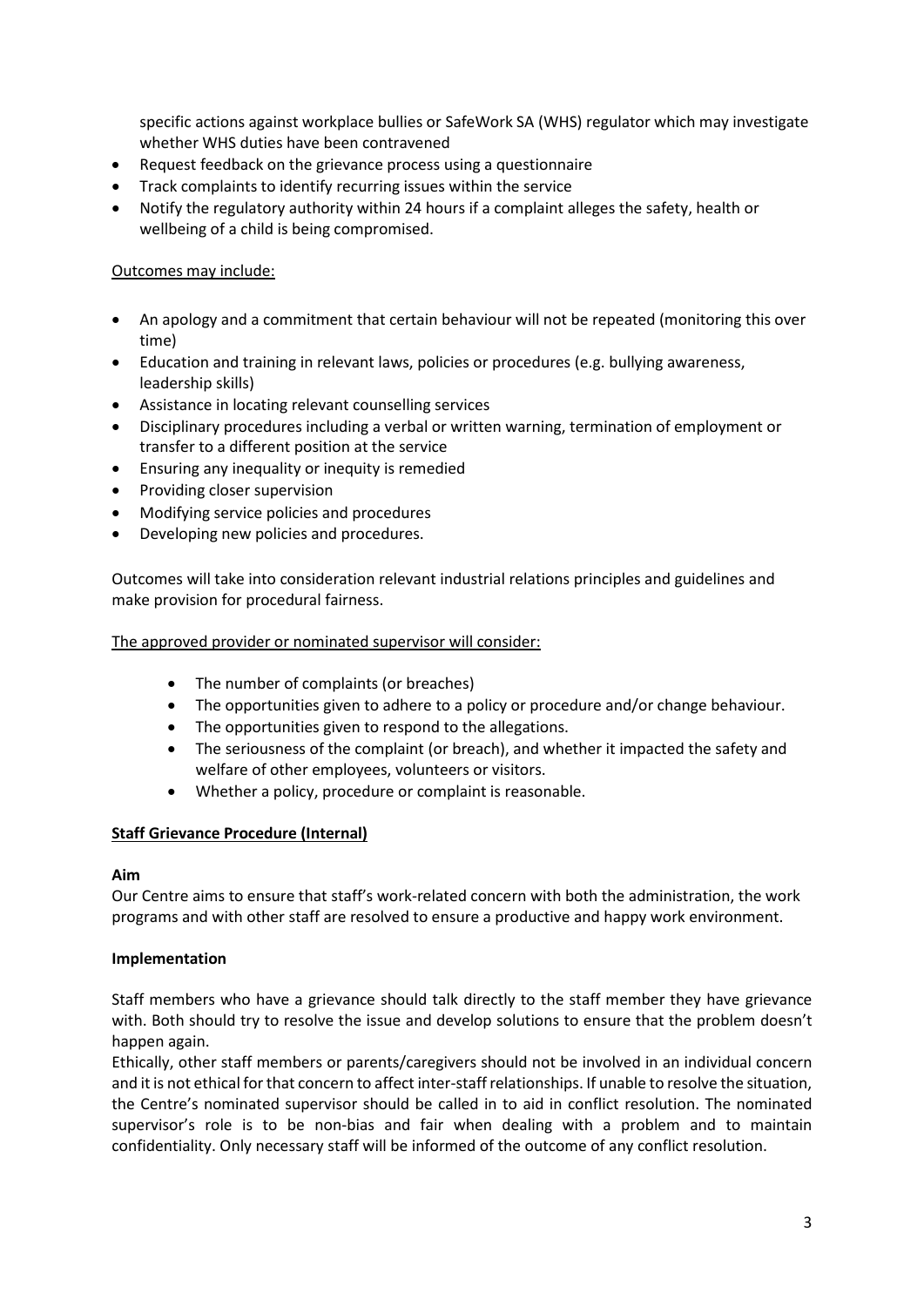specific actions against workplace bullies or SafeWork SA (WHS) regulator which may investigate whether WHS duties have been contravened

- Request feedback on the grievance process using a questionnaire
- Track complaints to identify recurring issues within the service
- Notify the regulatory authority within 24 hours if a complaint alleges the safety, health or wellbeing of a child is being compromised.

Outcomes may include:

- An apology and a commitment that certain behaviour will not be repeated (monitoring this over time)
- Education and training in relevant laws, policies or procedures (e.g. bullying awareness, leadership skills)
- Assistance in locating relevant counselling services
- Disciplinary procedures including a verbal or written warning, termination of employment or transfer to a different position at the service
- Ensuring any inequality or inequity is remedied
- Providing closer supervision
- Modifying service policies and procedures
- Developing new policies and procedures.

Outcomes will take into consideration relevant industrial relations principles and guidelines and make provision for procedural fairness.

The approved provider or nominated supervisor will consider:

- The number of complaints (or breaches)
- The opportunities given to adhere to a policy or procedure and/or change behaviour.
- The opportunities given to respond to the allegations.
- The seriousness of the complaint (or breach), and whether it impacted the safety and welfare of other employees, volunteers or visitors.
- Whether a policy, procedure or complaint is reasonable.

**Staff Grievance Procedure (Internal)**

**Aim**

Our Centre aims to ensure that staff's work-related concern with both the administration, the work programs and with other staff are resolved to ensure a productive and happy work environment.

**Implementation**

Staff members who have a grievance should talk directly to the staff member they have grievance with. Both should try to resolve the issue and develop solutions to ensure that the problem doesn't happen again.

Ethically, other staff members or parents/caregivers should not be involved in an individual concern and it is not ethical for that concern to affect inter-staff relationships. If unable to resolve the situation, the Centre's nominated supervisor should be called in to aid in conflict resolution. The nominated supervisor's role is to be non-bias and fair when dealing with a problem and to maintain confidentiality. Only necessary staff will be informed of the outcome of any conflict resolution.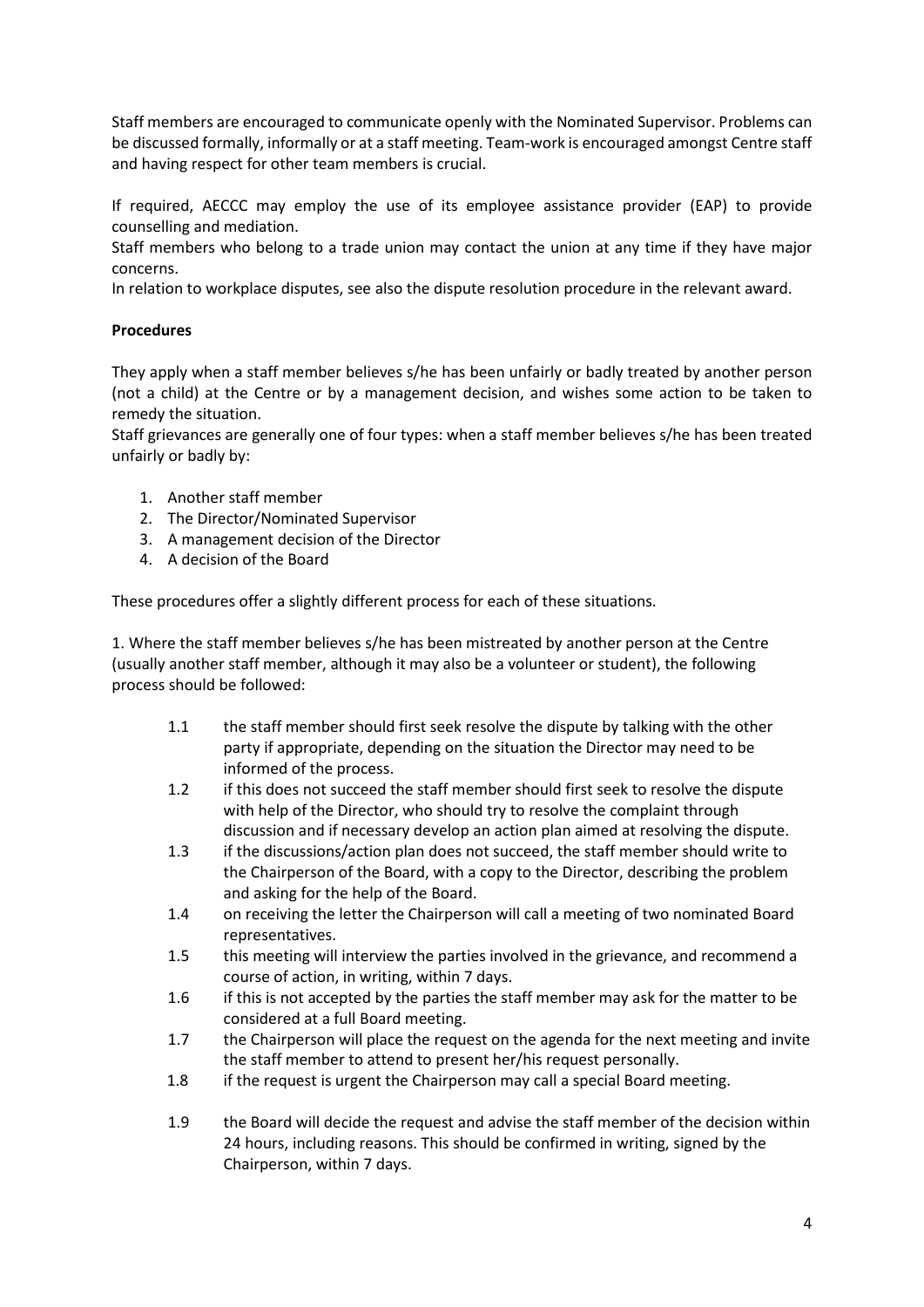Staff members are encouraged to communicate openly with the Nominated Supervisor. Problems can be discussed formally, informally or at a staff meeting. Team-work is encouraged amongst Centre staff and having respect for other team members is crucial.

If required, AECCC may employ the use of its employee assistance provider (EAP) to provide counselling and mediation.

Staff members who belong to a trade union may contact the union at any time if they have major concerns.

In relation to workplace disputes, see also the dispute resolution procedure in the relevant award.

**Procedures**

They apply when a staff member believes s/he has been unfairly or badly treated by another person (not a child) at the Centre or by a management decision, and wishes some action to be taken to remedy the situation.

Staff grievances are generally one of four types: when a staff member believes s/he has been treated unfairly or badly by:

1. Another staff member
2. The Director/Nominated Supervisor
3. A management decision of the Director
4. A decision of the Board

These procedures offer a slightly different process for each of these situations.

1. Where the staff member believes s/he has been mistreated by another person at the Centre (usually another staff member, although it may also be a volunteer or student), the following process should be followed:

- 1.1 the staff member should first seek resolve the dispute by talking with the other party if appropriate, depending on the situation the Director may need to be informed of the process.
- 1.2 if this does not succeed the staff member should first seek to resolve the dispute with help of the Director, who should try to resolve the complaint through discussion and if necessary develop an action plan aimed at resolving the dispute.
- 1.3 if the discussions/action plan does not succeed, the staff member should write to the Chairperson of the Board, with a copy to the Director, describing the problem and asking for the help of the Board.
- 1.4 on receiving the letter the Chairperson will call a meeting of two nominated Board representatives.
- 1.5 this meeting will interview the parties involved in the grievance, and recommend a course of action, in writing, within 7 days.
- 1.6 if this is not accepted by the parties the staff member may ask for the matter to be considered at a full Board meeting.
- 1.7 the Chairperson will place the request on the agenda for the next meeting and invite the staff member to attend to present her/his request personally.
- 1.8 if the request is urgent the Chairperson may call a special Board meeting.
- 1.9 the Board will decide the request and advise the staff member of the decision within 24 hours, including reasons. This should be confirmed in writing, signed by the Chairperson, within 7 days.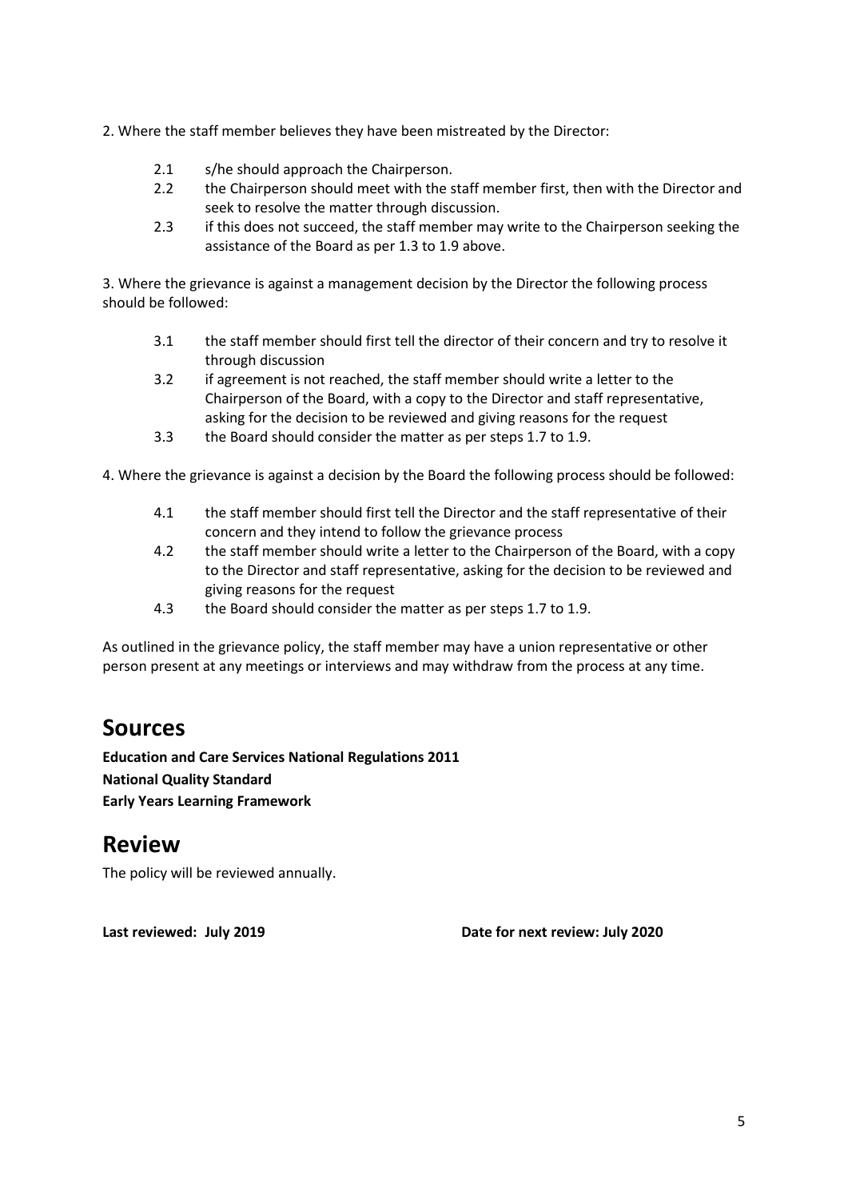2. Where the staff member believes they have been mistreated by the Director:

- 2.1 s/he should approach the Chairperson.
- 2.2 the Chairperson should meet with the staff member first, then with the Director and seek to resolve the matter through discussion.
- 2.3 if this does not succeed, the staff member may write to the Chairperson seeking the assistance of the Board as per 1.3 to 1.9 above.

3. Where the grievance is against a management decision by the Director the following process should be followed:

- 3.1 the staff member should first tell the director of their concern and try to resolve it through discussion
- 3.2 if agreement is not reached, the staff member should write a letter to the Chairperson of the Board, with a copy to the Director and staff representative, asking for the decision to be reviewed and giving reasons for the request
- 3.3 the Board should consider the matter as per steps 1.7 to 1.9.

4. Where the grievance is against a decision by the Board the following process should be followed:

- 4.1 the staff member should first tell the Director and the staff representative of their concern and they intend to follow the grievance process
- 4.2 the staff member should write a letter to the Chairperson of the Board, with a copy to the Director and staff representative, asking for the decision to be reviewed and giving reasons for the request
- 4.3 the Board should consider the matter as per steps 1.7 to 1.9.

As outlined in the grievance policy, the staff member may have a union representative or other person present at any meetings or interviews and may withdraw from the process at any time.

# Sources

**Education and Care Services National Regulations 2011**
**National Quality Standard**
**Early Years Learning Framework**

# Review

The policy will be reviewed annually.

**Last reviewed: July 2019** **Date for next review: July 2020**